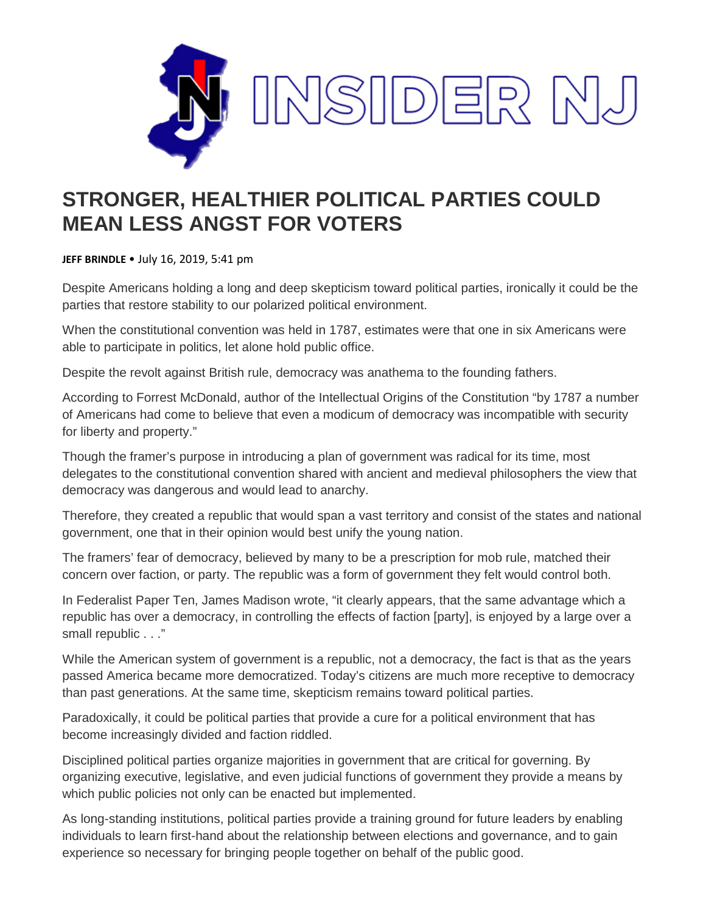INSIDER NJ

# STRONGER, HEALTHIER POLITICAL PARTIES COULD MEAN LESS ANGST FOR VOTERS

**JEFF BRINDLE** • July 16, 2019, 5:41 pm

Despite Americans holding a long and deep skepticism toward political parties, ironically it could be the parties that restore stability to our polarized political environment.

When the constitutional convention was held in 1787, estimates were that one in six Americans were able to participate in politics, let alone hold public office.

Despite the revolt against British rule, democracy was anathema to the founding fathers.

According to Forrest McDonald, author of the Intellectual Origins of the Constitution "by 1787 a number of Americans had come to believe that even a modicum of democracy was incompatible with security for liberty and property."

Though the framer's purpose in introducing a plan of government was radical for its time, most delegates to the constitutional convention shared with ancient and medieval philosophers the view that democracy was dangerous and would lead to anarchy.

Therefore, they created a republic that would span a vast territory and consist of the states and national government, one that in their opinion would best unify the young nation.

The framers' fear of democracy, believed by many to be a prescription for mob rule, matched their concern over faction, or party. The republic was a form of government they felt would control both.

In Federalist Paper Ten, James Madison wrote, "it clearly appears, that the same advantage which a republic has over a democracy, in controlling the effects of faction [party], is enjoyed by a large over a small republic . . ."

While the American system of government is a republic, not a democracy, the fact is that as the years passed America became more democratized. Today's citizens are much more receptive to democracy than past generations. At the same time, skepticism remains toward political parties.

Paradoxically, it could be political parties that provide a cure for a political environment that has become increasingly divided and faction riddled.

Disciplined political parties organize majorities in government that are critical for governing. By organizing executive, legislative, and even judicial functions of government they provide a means by which public policies not only can be enacted but implemented.

As long-standing institutions, political parties provide a training ground for future leaders by enabling individuals to learn first-hand about the relationship between elections and governance, and to gain experience so necessary for bringing people together on behalf of the public good.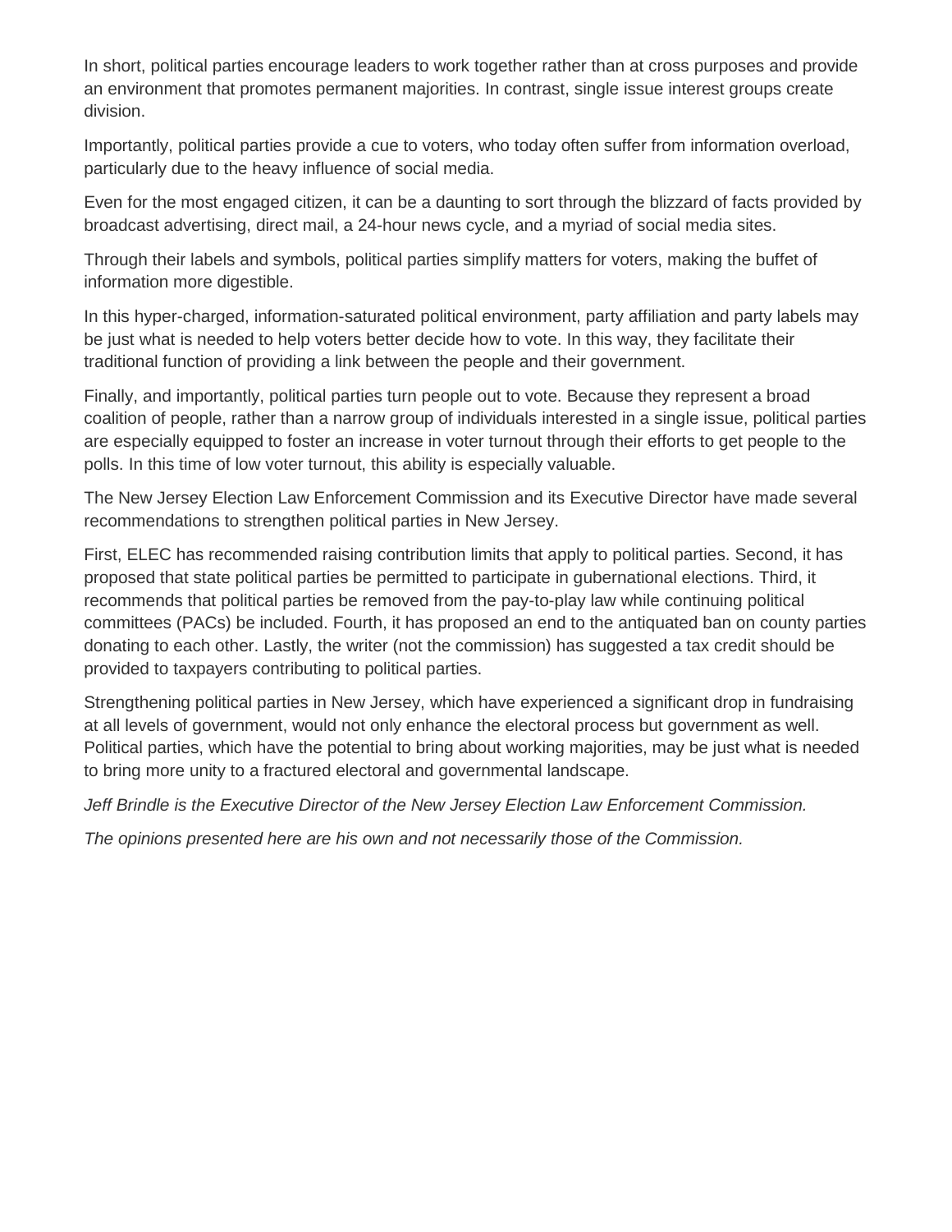In short, political parties encourage leaders to work together rather than at cross purposes and provide an environment that promotes permanent majorities. In contrast, single issue interest groups create division.

Importantly, political parties provide a cue to voters, who today often suffer from information overload, particularly due to the heavy influence of social media.

Even for the most engaged citizen, it can be a daunting to sort through the blizzard of facts provided by broadcast advertising, direct mail, a 24-hour news cycle, and a myriad of social media sites.

Through their labels and symbols, political parties simplify matters for voters, making the buffet of information more digestible.

In this hyper-charged, information-saturated political environment, party affiliation and party labels may be just what is needed to help voters better decide how to vote. In this way, they facilitate their traditional function of providing a link between the people and their government.

Finally, and importantly, political parties turn people out to vote. Because they represent a broad coalition of people, rather than a narrow group of individuals interested in a single issue, political parties are especially equipped to foster an increase in voter turnout through their efforts to get people to the polls. In this time of low voter turnout, this ability is especially valuable.

The New Jersey Election Law Enforcement Commission and its Executive Director have made several recommendations to strengthen political parties in New Jersey.

First, ELEC has recommended raising contribution limits that apply to political parties. Second, it has proposed that state political parties be permitted to participate in gubernational elections. Third, it recommends that political parties be removed from the pay-to-play law while continuing political committees (PACs) be included. Fourth, it has proposed an end to the antiquated ban on county parties donating to each other. Lastly, the writer (not the commission) has suggested a tax credit should be provided to taxpayers contributing to political parties.

Strengthening political parties in New Jersey, which have experienced a significant drop in fundraising at all levels of government, would not only enhance the electoral process but government as well. Political parties, which have the potential to bring about working majorities, may be just what is needed to bring more unity to a fractured electoral and governmental landscape.

*Jeff Brindle is the Executive Director of the New Jersey Election Law Enforcement Commission.*

*The opinions presented here are his own and not necessarily those of the Commission.*